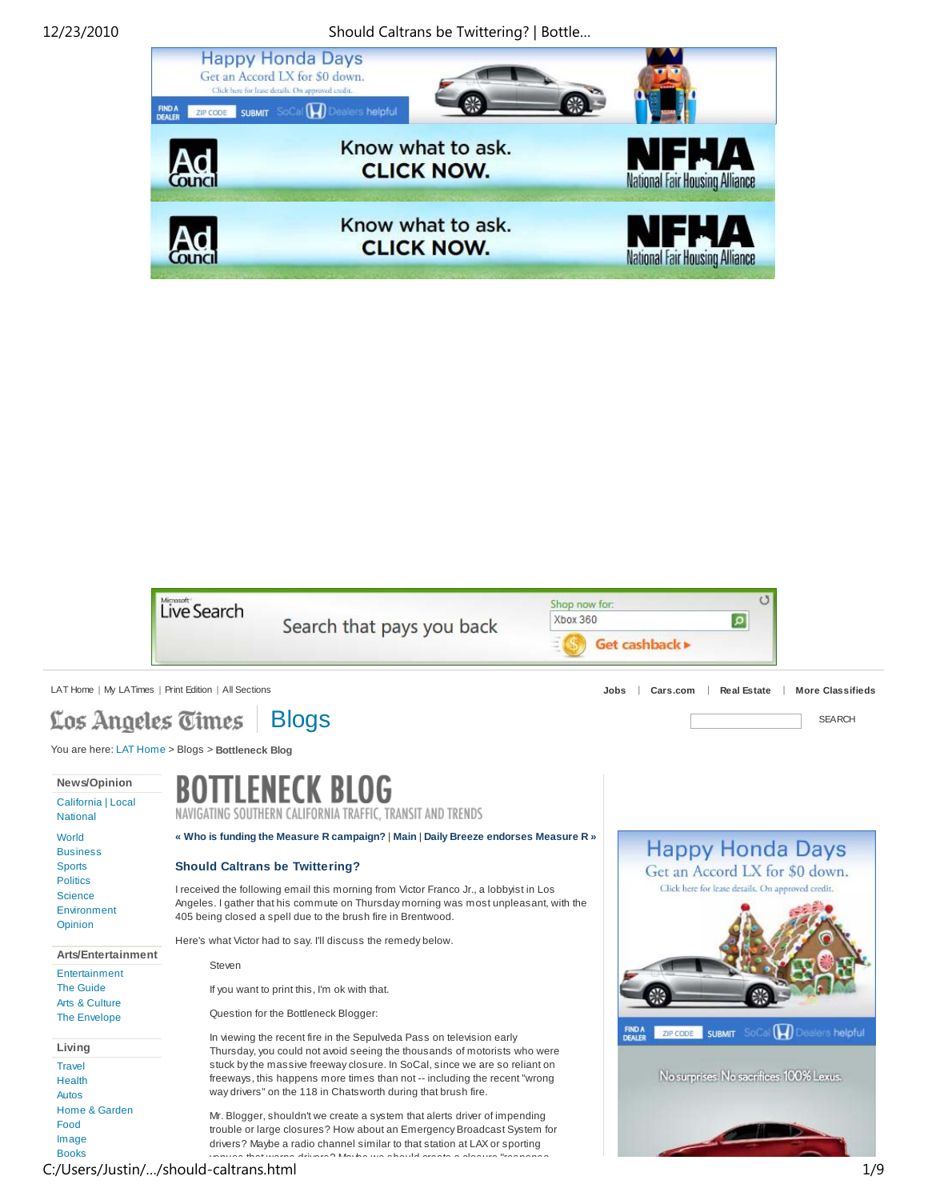LAT Home | My LATimes | Print Edition | All Sections

Jobs | Cars.com | Real Estate | More Classifieds

Los Angeles Times | Blogs

SEARCH

You are here: LAT Home > Blogs > **Bottleneck Blog**

**News/Opinion**

California | Local
National

World
Business
Sports
Politics
Science
Environment
Opinion

**Arts/Entertainment**

Entertainment
The Guide
Arts & Culture
The Envelope

**Living**

Travel
Health
Autos
Home & Garden
Food
Image
Books

# BOTTLENECK BLOG

NAVIGATING SOUTHERN CALIFORNIA TRAFFIC, TRANSIT AND TRENDS

**« Who is funding the Measure R campaign? | Main | Daily Breeze endorses Measure R »**

## Should Caltrans be Twittering?

I received the following email this morning from Victor Franco Jr., a lobbyist in Los Angeles. I gather that his commute on Thursday morning was most unpleasant, with the 405 being closed a spell due to the brush fire in Brentwood.

Here's what Victor had to say. I'll discuss the remedy below.

> Steven
>
> If you want to print this, I'm ok with that.
>
> Question for the Bottleneck Blogger:
>
> In viewing the recent fire in the Sepulveda Pass on television early Thursday, you could not avoid seeing the thousands of motorists who were stuck by the massive freeway closure. In SoCal, since we are so reliant on freeways, this happens more times than not -- including the recent "wrong way drivers" on the 118 in Chatsworth during that brush fire.
>
> Mr. Blogger, shouldn't we create a system that alerts driver of impending trouble or large closures? How about an Emergency Broadcast System for drivers? Maybe a radio channel similar to that station at LAX or sporting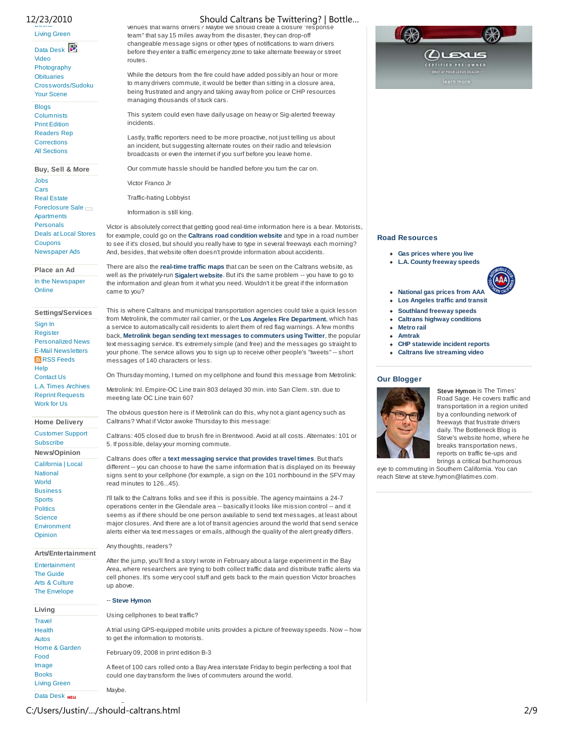venues that warns drivers? Maybe we should create a closure "response team" that say 15 miles away from the disaster, they can drop-off changeable message signs or other types of notifications to warn drivers before they enter a traffic emergency zone to take alternate freeway or street routes.

While the detours from the fire could have added possibly an hour or more to many drivers commute, it would be better than sitting in a closure area, being frustrated and angry and taking away from police or CHP resources managing thousands of stuck cars.

This system could even have daily usage on heavy or Sig-alerted freeway incidents.

Lastly, traffic reporters need to be more proactive, not just telling us about an incident, but suggesting alternate routes on their radio and television broadcasts or even the internet if you surf before you leave home.

Our commute hassle should be handled before you turn the car on.

Victor Franco Jr

Traffic-hating Lobbyist

Information is still king.

Victor is absolutely correct that getting good real-time information here is a bear. Motorists, for example, could go on the **Caltrans road condition website** and type in a road number to see if it's closed, but should you really have to type in several freeways each morning? And, besides, that website often doesn't provide information about accidents.

There are also the **real-time traffic maps** that can be seen on the Caltrans website, as well as the privately-run **Sigalert website**. But it's the same problem -- you have to go to the information and glean from it what you need. Wouldn't it be great if the information came to you?

This is where Caltrans and municipal transportation agencies could take a quick lesson from Metrolink, the commuter rail carrier, or the **Los Angeles Fire Department**, which has a service to automatically call residents to alert them of red flag warnings. A few months back, **Metrolink began sending text messages to commuters using Twitter**, the popular text messaging service. It's extremely simple (and free) and the messages go straight to your phone. The service allows you to sign up to receive other people's "tweets" -- short messages of 140 characters or less.

On Thursday morning, I turned on my cellphone and found this message from Metrolink:

Metrolink: Inl. Empire-OC Line train 803 delayed 30 min. into San Clem. stn. due to meeting late OC Line train 607

The obvious question here is if Metrolink can do this, why not a giant agency such as Caltrans? What if Victor awoke Thursday to this message:

Caltrans: 405 closed due to brush fire in Brentwood. Avoid at all costs. Alternates: 101 or 5. If possible, delay your morning commute.

Caltrans does offer a **text messaging service that provides travel times**. But that's different -- you can choose to have the same information that is displayed on its freeway signs sent to your cellphone (for example, a sign on the 101 northbound in the SFV may read minutes to 126...45).

I'll talk to the Caltrans folks and see if this is possible. The agency maintains a 24-7 operations center in the Glendale area -- basically it looks like mission control -- and it seems as if there should be one person available to send text messages, at least about major closures. And there are a lot of transit agencies around the world that send service alerts either via text messages or emails, although the quality of the alert greatly differs.

Any thoughts, readers?

After the jump, you'll find a story I wrote in February about a large experiment in the Bay Area, where researchers are trying to both collect traffic data and distribute traffic alerts via cell phones. It's some very cool stuff and gets back to the main question Victor broaches up above.

-- **Steve Hymon**

Using cellphones to beat traffic?

A trial using GPS-equipped mobile units provides a picture of freeway speeds. Now – how to get the information to motorists.

February 09, 2008 in print edition B-3

A fleet of 100 cars rolled onto a Bay Area interstate Friday to begin perfecting a tool that could one day transform the lives of commuters around the world.

Maybe.

## Road Resources

- Gas prices where you live
- L.A. County freeway speeds
- National gas prices from AAA
- Los Angeles traffic and transit
- Southland freeway speeds
- Caltrans highway conditions
- Metro rail
- Amtrak
- CHP statewide incident reports
- Caltrans live streaming video

## Our Blogger

**Steve Hymon** is The Times' Road Sage. He covers traffic and transportation in a region united by a confounding network of freeways that frustrate drivers daily. The Bottleneck Blog is Steve's website home, where he breaks transportation news, reports on traffic tie-ups and brings a critical but humorous eye to commuting in Southern California. You can reach Steve at steve.hymon@latimes.com.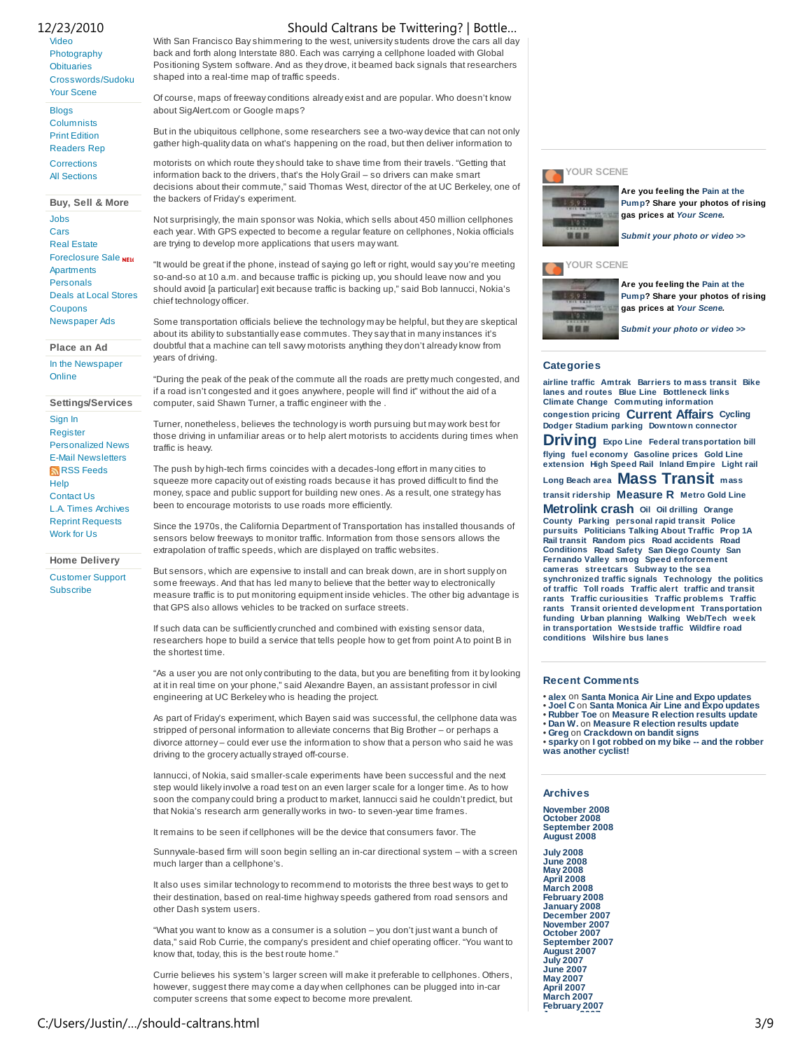- Video
- Photography
- Obituaries
- Crosswords/Sudoku
- Your Scene

- Blogs
- Columnists
- Print Edition
- Readers Rep
- Corrections
- All Sections

### Buy, Sell & More

- Jobs
- Cars
- Real Estate
- Foreclosure Sale NEW
- Apartments
- Personals
- Deals at Local Stores
- Coupons
- Newspaper Ads

### Place an Ad

- In the Newspaper
- Online

### Settings/Services

- Sign In
- Register
- Personalized News
- E-Mail Newsletters
- RSS Feeds
- Help
- Contact Us
- L.A. Times Archives
- Reprint Requests
- Work for Us

### Home Delivery

- Customer Support
- Subscribe

With San Francisco Bay shimmering to the west, university students drove the cars all day back and forth along Interstate 880. Each was carrying a cellphone loaded with Global Positioning System software. And as they drove, it beamed back signals that researchers shaped into a real-time map of traffic speeds.

Of course, maps of freeway conditions already exist and are popular. Who doesn't know about SigAlert.com or Google maps?

But in the ubiquitous cellphone, some researchers see a two-way device that can not only gather high-quality data on what's happening on the road, but then deliver information to motorists on which route they should take to shave time from their travels. "Getting that information back to the drivers, that's the Holy Grail – so drivers can make smart decisions about their commute," said Thomas West, director of the at UC Berkeley, one of the backers of Friday's experiment.

Not surprisingly, the main sponsor was Nokia, which sells about 450 million cellphones each year. With GPS expected to become a regular feature on cellphones, Nokia officials are trying to develop more applications that users may want.

"It would be great if the phone, instead of saying go left or right, would say you're meeting so-and-so at 10 a.m. and because traffic is picking up, you should leave now and you should avoid [a particular] exit because traffic is backing up," said Bob Iannucci, Nokia's chief technology officer.

Some transportation officials believe the technology may be helpful, but they are skeptical about its ability to substantially ease commutes. They say that in many instances it's doubtful that a machine can tell savvy motorists anything they don't already know from years of driving.

"During the peak of the peak of the commute all the roads are pretty much congested, and if a road isn't congested and it goes anywhere, people will find it" without the aid of a computer, said Shawn Turner, a traffic engineer with the .

Turner, nonetheless, believes the technology is worth pursuing but may work best for those driving in unfamiliar areas or to help alert motorists to accidents during times when traffic is heavy.

The push by high-tech firms coincides with a decades-long effort in many cities to squeeze more capacity out of existing roads because it has proved difficult to find the money, space and public support for building new ones. As a result, one strategy has been to encourage motorists to use roads more efficiently.

Since the 1970s, the California Department of Transportation has installed thousands of sensors below freeways to monitor traffic. Information from those sensors allows the extrapolation of traffic speeds, which are displayed on traffic websites.

But sensors, which are expensive to install and can break down, are in short supply on some freeways. And that has led many to believe that the better way to electronically measure traffic is to put monitoring equipment inside vehicles. The other big advantage is that GPS also allows vehicles to be tracked on surface streets.

If such data can be sufficiently crunched and combined with existing sensor data, researchers hope to build a service that tells people how to get from point A to point B in the shortest time.

"As a user you are not only contributing to the data, but you are benefiting from it by looking at it in real time on your phone," said Alexandre Bayen, an assistant professor in civil engineering at UC Berkeley who is heading the project.

As part of Friday's experiment, which Bayen said was successful, the cellphone data was stripped of personal information to alleviate concerns that Big Brother – or perhaps a divorce attorney – could ever use the information to show that a person who said he was driving to the grocery actually strayed off-course.

Iannucci, of Nokia, said smaller-scale experiments have been successful and the next step would likely involve a road test on an even larger scale for a longer time. As to how soon the company could bring a product to market, Iannucci said he couldn't predict, but that Nokia's research arm generally works in two- to seven-year time frames.

It remains to be seen if cellphones will be the device that consumers favor. The

Sunnyvale-based firm will soon begin selling an in-car directional system – with a screen much larger than a cellphone's.

It also uses similar technology to recommend to motorists the three best ways to get to their destination, based on real-time highway speeds gathered from road sensors and other Dash system users.

"What you want to know as a consumer is a solution – you don't just want a bunch of data," said Rob Currie, the company's president and chief operating officer. "You want to know that, today, this is the best route home."

Currie believes his system's larger screen will make it preferable to cellphones. Others, however, suggest there may come a day when cellphones can be plugged into in-car computer screens that some expect to become more prevalent.

### YOUR SCENE

**Are you feeling the Pain at the Pump? Share your photos of rising gas prices at *Your Scene*.**

***Submit your photo or video >>***

### YOUR SCENE

**Are you feeling the Pain at the Pump? Share your photos of rising gas prices at *Your Scene*.**

***Submit your photo or video >>***

### Categories

airline traffic Amtrak Barriers to mass transit Bike lanes and routes Blue Line Bottleneck links Climate Change Commuting information congestion pricing Current Affairs Cycling Dodger Stadium parking Downtown connector Driving Expo Line Federal transportation bill flying fuel economy Gasoline prices Gold Line extension High Speed Rail Inland Empire Light rail Long Beach area Mass Transit mass transit ridership Measure R Metro Gold Line Metrolink crash Oil Oil drilling Orange County Parking personal rapid transit Police pursuits Politicians Talking About Traffic Prop 1A Rail transit Random pics Road accidents Road Conditions Road Safety San Diego County San Fernando Valley smog Speed enforcement cameras streetcars Subway to the sea synchronized traffic signals Technology the politics of traffic Toll roads Traffic alert traffic and transit rants Traffic curiousities Traffic problems Traffic rants Transit oriented development Transportation funding Urban planning Walking Web/Tech week in transportation Westside traffic Wildfire road conditions Wilshire bus lanes

### Recent Comments

- **alex** on **Santa Monica Air Line and Expo updates**
- **Joel C** on **Santa Monica Air Line and Expo updates**
- **Rubber Toe** on **Measure R election results update**
- **Dan W.** on **Measure R election results update**
- **Greg** on **Crackdown on bandit signs**
- **sparky** on **I got robbed on my bike -- and the robber was another cyclist!**

### Archives

- November 2008
- October 2008
- September 2008
- August 2008

- July 2008
- June 2008
- May 2008
- April 2008
- March 2008
- February 2008
- January 2008
- December 2007
- November 2007
- October 2007
- September 2007
- August 2007
- July 2007
- June 2007
- May 2007
- April 2007
- March 2007
- February 2007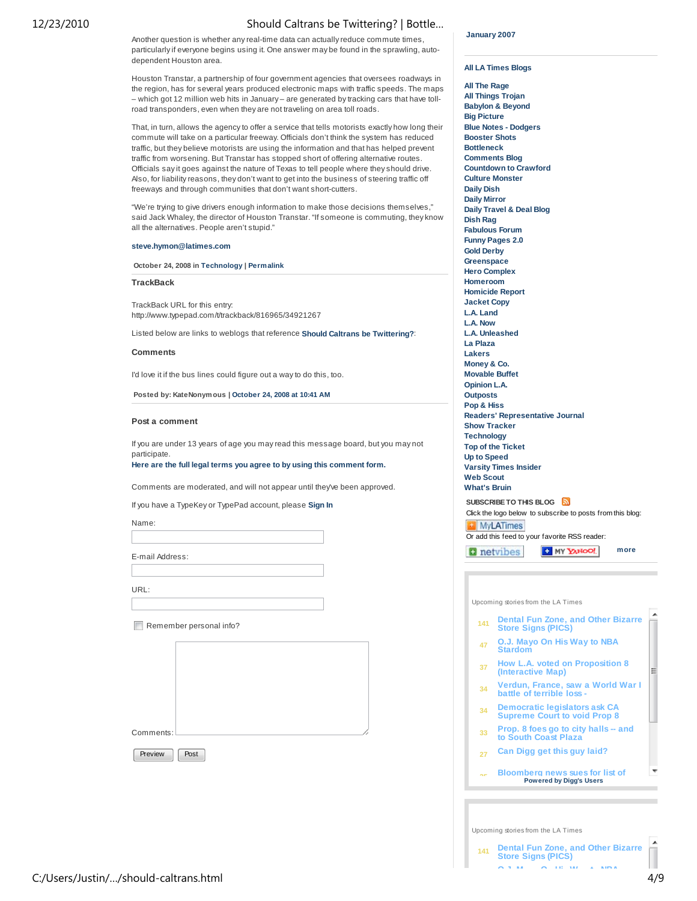Another question is whether any real-time data can actually reduce commute times, particularly if everyone begins using it. One answer may be found in the sprawling, auto-dependent Houston area.

Houston Transtar, a partnership of four government agencies that oversees roadways in the region, has for several years produced electronic maps with traffic speeds. The maps – which got 12 million web hits in January – are generated by tracking cars that have toll-road transponders, even when they are not traveling on area toll roads.

That, in turn, allows the agency to offer a service that tells motorists exactly how long their commute will take on a particular freeway. Officials don't think the system has reduced traffic, but they believe motorists are using the information and that has helped prevent traffic from worsening. But Transtar has stopped short of offering alternative routes. Officials say it goes against the nature of Texas to tell people where they should drive. Also, for liability reasons, they don't want to get into the business of steering traffic off freeways and through communities that don't want short-cutters.

"We're trying to give drivers enough information to make those decisions themselves," said Jack Whaley, the director of Houston Transtar. "If someone is commuting, they know all the alternatives. People aren't stupid."

**steve.hymon@latimes.com**

**October 24, 2008 in Technology | Permalink**

### TrackBack

TrackBack URL for this entry:
http://www.typepad.com/t/trackback/816965/34921267

Listed below are links to weblogs that reference **Should Caltrans be Twittering?**:

### Comments

I'd love it if the bus lines could figure out a way to do this, too.

**Posted by: KateNonymous | October 24, 2008 at 10:41 AM**

### Post a comment

If you are under 13 years of age you may read this message board, but you may not participate.
**Here are the full legal terms you agree to by using this comment form.**

Comments are moderated, and will not appear until they've been approved.

If you have a TypeKey or TypePad account, please **Sign In**

Name:

E-mail Address:

URL:

Remember personal info?

Comments:

Preview | Post

**January 2007**

**All LA Times Blogs**

- All The Rage
- All Things Trojan
- Babylon & Beyond
- Big Picture
- Blue Notes - Dodgers
- Booster Shots
- Bottleneck
- Comments Blog
- Countdown to Crawford
- Culture Monster
- Daily Dish
- Daily Mirror
- Daily Travel & Deal Blog
- Dish Rag
- Fabulous Forum
- Funny Pages 2.0
- Gold Derby
- Greenspace
- Hero Complex
- Homeroom
- Homicide Report
- Jacket Copy
- L.A. Land
- L.A. Now
- L.A. Unleashed
- La Plaza
- Lakers
- Money & Co.
- Movable Buffet
- Opinion L.A.
- Outposts
- Pop & Hiss
- Readers' Representative Journal
- Show Tracker
- Technology
- Top of the Ticket
- Up to Speed
- Varsity Times Insider
- Web Scout
- What's Bruin

**SUBSCRIBE TO THIS BLOG**

Click the logo below to subscribe to posts from this blog:

MyLATimes

Or add this feed to your favorite RSS reader:

netvibes | MY YAHOO! | more

Upcoming stories from the LA Times

- 141 Dental Fun Zone, and Other Bizarre Store Signs (PICS)
- 47 O.J. Mayo On His Way to NBA Stardom
- 37 How L.A. voted on Proposition 8 (Interactive Map)
- 34 Verdun, France, saw a World War I battle of terrible loss -
- 34 Democratic legislators ask CA Supreme Court to void Prop 8
- 33 Prop. 8 foes go to city halls -- and to South Coast Plaza
- 27 Can Digg get this guy laid?
- Bloomberg news sues for list of

Powered by Digg's Users

Upcoming stories from the LA Times

- 141 Dental Fun Zone, and Other Bizarre Store Signs (PICS)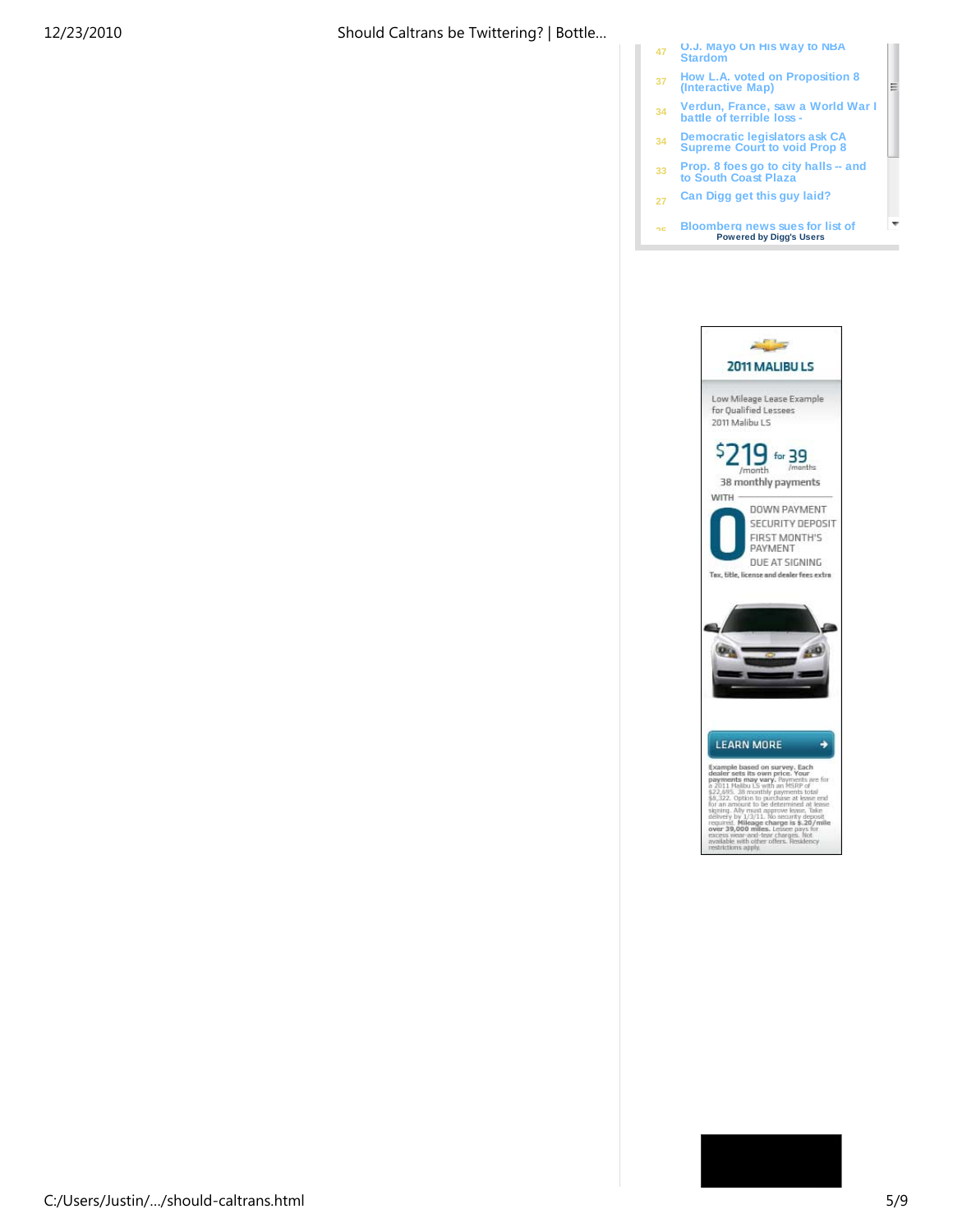| | |
|---|---|
| 47 | O.J. Mayo On His Way to NBA Stardom |
| 37 | How L.A. voted on Proposition 8 (Interactive Map) |
| 34 | Verdun, France, saw a World War I battle of terrible loss - |
| 34 | Democratic legislators ask CA Supreme Court to void Prop 8 |
| 33 | Prop. 8 foes go to city halls -- and to South Coast Plaza |
| 27 | Can Digg get this guy laid? |
| 25 | Bloomberg news sues for list of |

Powered by Digg's Users

2011 MALIBU LS

Low Mileage Lease Example for Qualified Lessees 2011 Malibu LS

$219/month for 39/months

38 monthly payments

WITH 0 DOWN PAYMENT SECURITY DEPOSIT FIRST MONTH'S PAYMENT DUE AT SIGNING

Tax, title, license and dealer fees extra

LEARN MORE

**Example based on survey. Each dealer sets its own price. Your payments may vary.** Payments are for a 2011 Malibu LS with an MSRP of $22,695. 38 monthly payments total $8,322. Option to purchase at lease end for an amount to be determined at lease signing. Ally must approve lease. Take delivery by 1/3/11. No security deposit required. **Mileage charge is $.20/mile over 39,000 miles.** Lessee pays for excess wear-and-tear charges. Not available with other offers. Residency restrictions apply.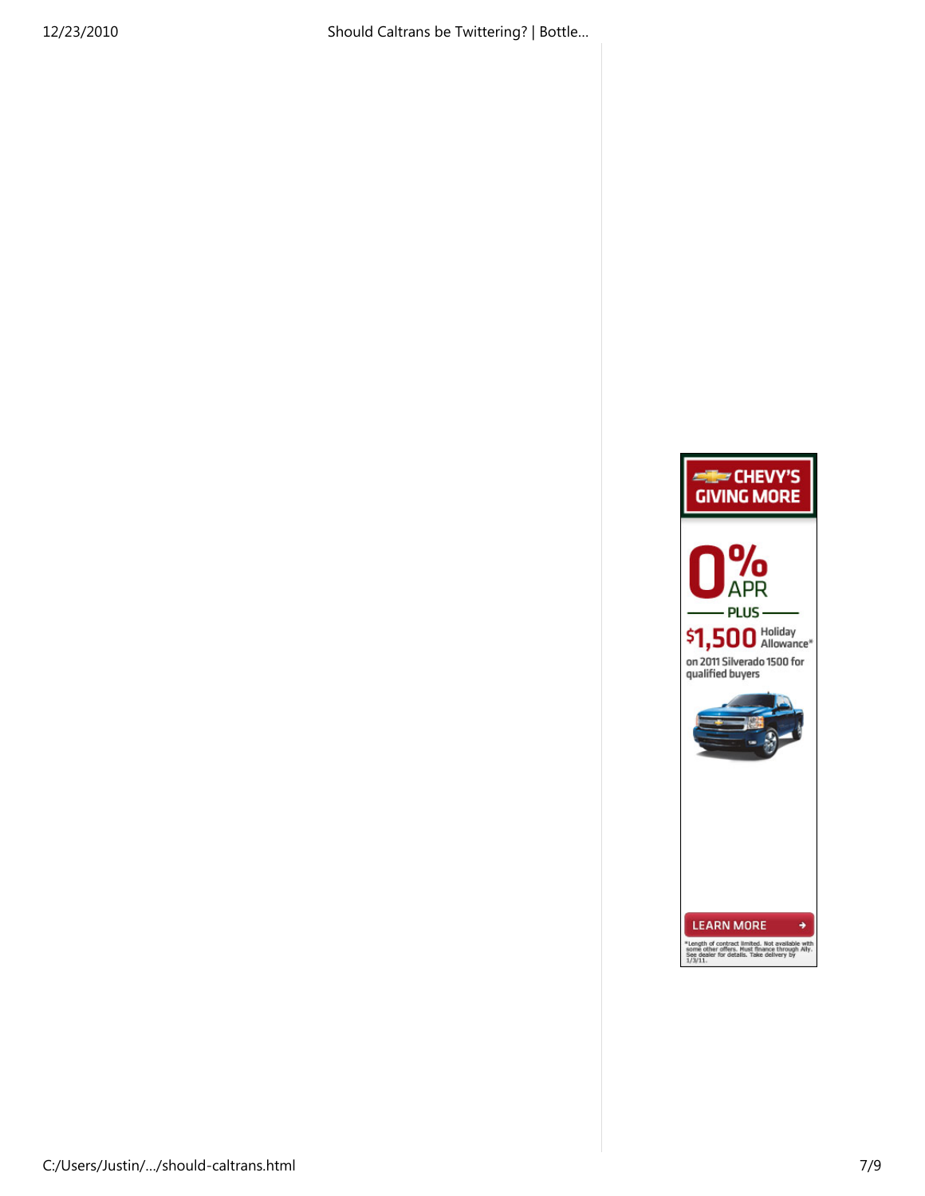CHEVY'S GIVING MORE

0% APR

PLUS

$1,500 Holiday Allowance*

on 2011 Silverado 1500 for qualified buyers

LEARN MORE

*Length of contract limited. Not available with some other offers. Must finance through Ally. See dealer for details. Take delivery by 1/3/11.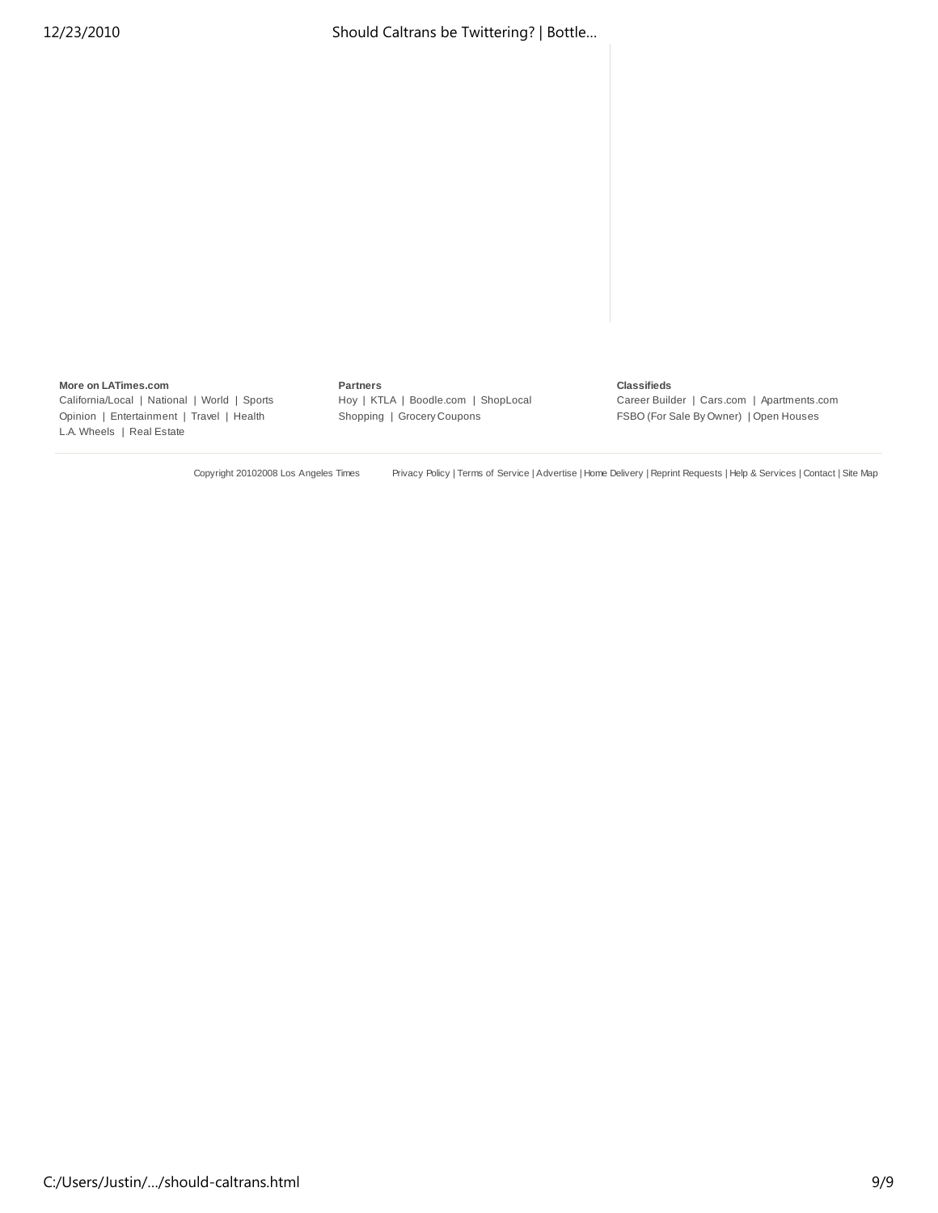**More on LATimes.com**
California/Local | National | World | Sports
Opinion | Entertainment | Travel | Health
L.A. Wheels | Real Estate

**Partners**
Hoy | KTLA | Boodle.com | ShopLocal
Shopping | Grocery Coupons

**Classifieds**
Career Builder | Cars.com | Apartments.com
FSBO (For Sale By Owner) | Open Houses

Copyright 20102008 Los Angeles Times

Privacy Policy | Terms of Service | Advertise | Home Delivery | Reprint Requests | Help & Services | Contact | Site Map